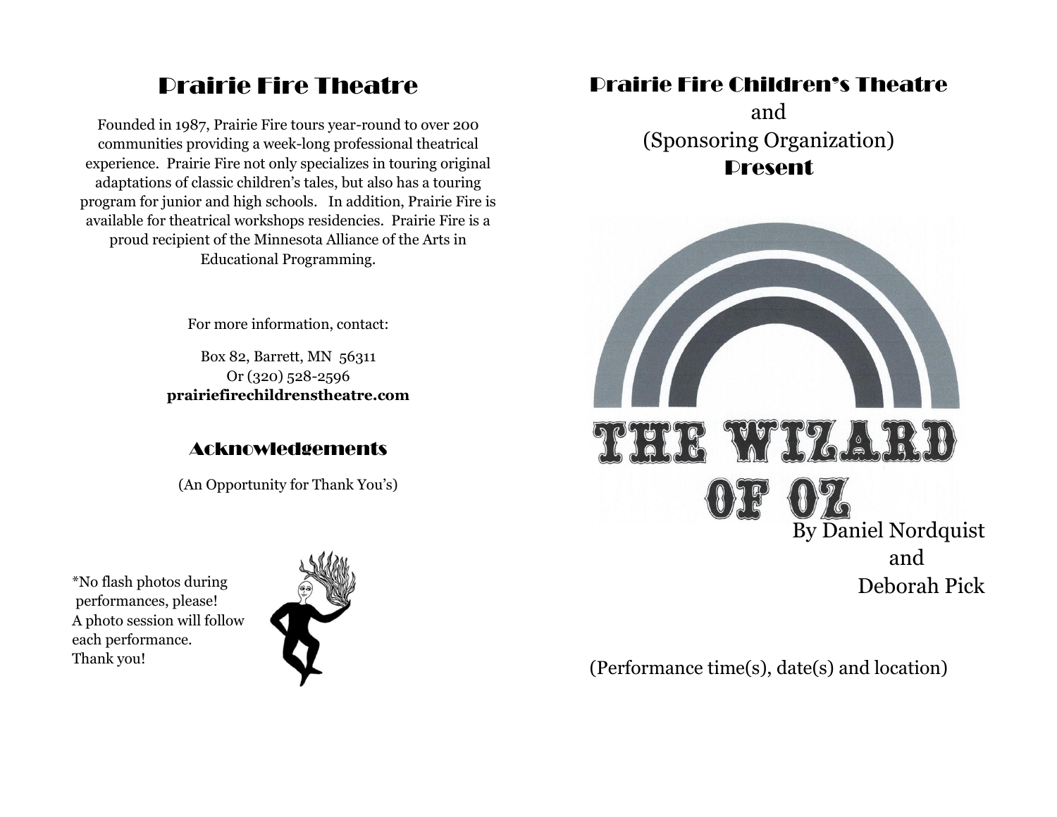# Prairie Fire Theatre

Founded in 1987, Prairie Fire tours year-round to over 200 communities providing a week-long professional theatrical experience. Prairie Fire not only specializes in touring original adaptations of classic children's tales, but also has a touring program for junior and high schools. In addition, Prairie Fire is available for theatrical workshops residencies. Prairie Fire is a proud recipient of the Minnesota Alliance of the Arts in Educational Programming.

For more information, contact:

Box 82, Barrett, MN 56311
Or (320) 528-2596
**prairiefirechildrenstheatre.com**

## Acknowledgements

(An Opportunity for Thank You's)

*No flash photos during performances, please!
A photo session will follow each performance.
Thank you!

# Prairie Fire Children's Theatre

and
(Sponsoring Organization)
**Present**

# THE WIZARD OF OZ

By Daniel Nordquist
and
Deborah Pick

(Performance time(s), date(s) and location)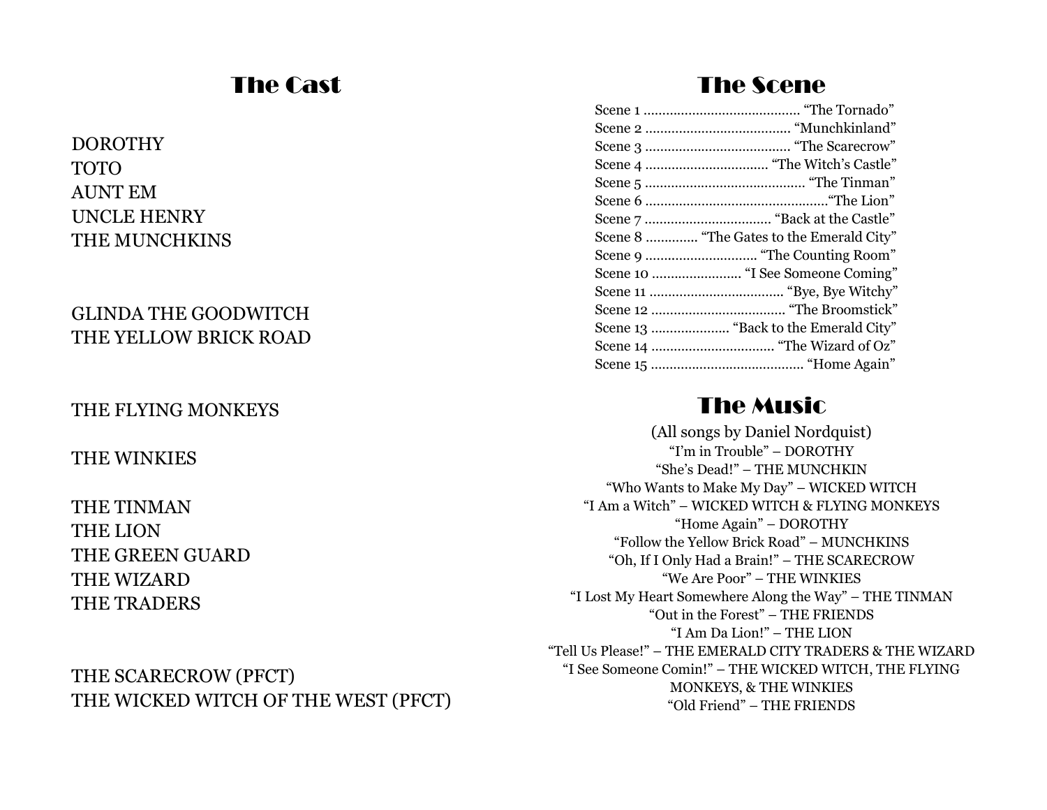## The Cast

DORTHY

DOROTHY
TOTO
AUNT EM
UNCLE HENRY
THE MUNCHKINS

GLINDA THE GOODWITCH
THE YELLOW BRICK ROAD

THE FLYING MONKEYS

THE WINKIES

THE TINMAN
THE LION
THE GREEN GUARD
THE WIZARD
THE TRADERS

THE SCARECROW (PFCT)
THE WICKED WITCH OF THE WEST (PFCT)

## The Scene

Scene 1 .......................................... "The Tornado"
Scene 2 ...................................... "Munchkinland"
Scene 3 ...................................... "The Scarecrow"
Scene 4 ................................ "The Witch's Castle"
Scene 5 ........................................... "The Tinman"
Scene 6 ................................................"The Lion"
Scene 7 ................................. "Back at the Castle"
Scene 8 .............. "The Gates to the Emerald City"
Scene 9 ............................. "The Counting Room"
Scene 10 ........................ "I See Someone Coming"
Scene 11 ................................... "Bye, Bye Witchy"
Scene 12 .................................... "The Broomstick"
Scene 13 ..................... "Back to the Emerald City"
Scene 14 ................................ "The Wizard of Oz"
Scene 15 ......................................... "Home Again"

## The Music

(All songs by Daniel Nordquist)

"I'm in Trouble" – DOROTHY
"She's Dead!" – THE MUNCHKIN
"Who Wants to Make My Day" – WICKED WITCH
"I Am a Witch" – WICKED WITCH & FLYING MONKEYS
"Home Again" – DOROTHY
"Follow the Yellow Brick Road" – MUNCHKINS
"Oh, If I Only Had a Brain!" – THE SCARECROW
"We Are Poor" – THE WINKIES
"I Lost My Heart Somewhere Along the Way" – THE TINMAN
"Out in the Forest" – THE FRIENDS
"I Am Da Lion!" – THE LION
"Tell Us Please!" – THE EMERALD CITY TRADERS & THE WIZARD
"I See Someone Comin!" – THE WICKED WITCH, THE FLYING MONKEYS, & THE WINKIES
"Old Friend" – THE FRIENDS

## The Cast

DOROTHY
TOTO
AUNT EM
UNCLE HENRY
THE MUNCHKINS

GLINDA THE GOODWITCH
THE YELLOW BRICK ROAD

THE FLYING MONKEYS

THE WINKIES

THE TINMAN
THE LION
THE GREEN GUARD
THE WIZARD
THE TRADERS

THE SCARECROW (PFCT)
THE WICKED WITCH OF THE WEST (PFCT)

## The Scene

Scene 1 .......................................... "The Tornado"
Scene 2 ...................................... "Munchkinland"
Scene 3 ...................................... "The Scarecrow"
Scene 4 ................................ "The Witch's Castle"
Scene 5 ........................................... "The Tinman"
Scene 6 ................................................"The Lion"
Scene 7 ................................. "Back at the Castle"
Scene 8 .............. "The Gates to the Emerald City"
Scene 9 ............................. "The Counting Room"
Scene 10 ........................ "I See Someone Coming"
Scene 11 ................................... "Bye, Bye Witchy"
Scene 12 .................................... "The Broomstick"
Scene 13 ..................... "Back to the Emerald City"
Scene 14 ................................ "The Wizard of Oz"
Scene 15 ......................................... "Home Again"

## The Music

(All songs by Daniel Nordquist)

"I'm in Trouble" – DOROTHY
"She's Dead!" – THE MUNCHKIN
"Who Wants to Make My Day" – WICKED WITCH
"I Am a Witch" – WICKED WITCH & FLYING MONKEYS
"Home Again" – DOROTHY
"Follow the Yellow Brick Road" – MUNCHKINS
"Oh, If I Only Had a Brain!" – THE SCARECROW
"We Are Poor" – THE WINKIES
"I Lost My Heart Somewhere Along the Way" – THE TINMAN
"Out in the Forest" – THE FRIENDS
"I Am Da Lion!" – THE LION
"Tell Us Please!" – THE EMERALD CITY TRADERS & THE WIZARD
"I See Someone Comin!" – THE WICKED WITCH, THE FLYING MONKEYS, & THE WINKIES
"Old Friend" – THE FRIENDS